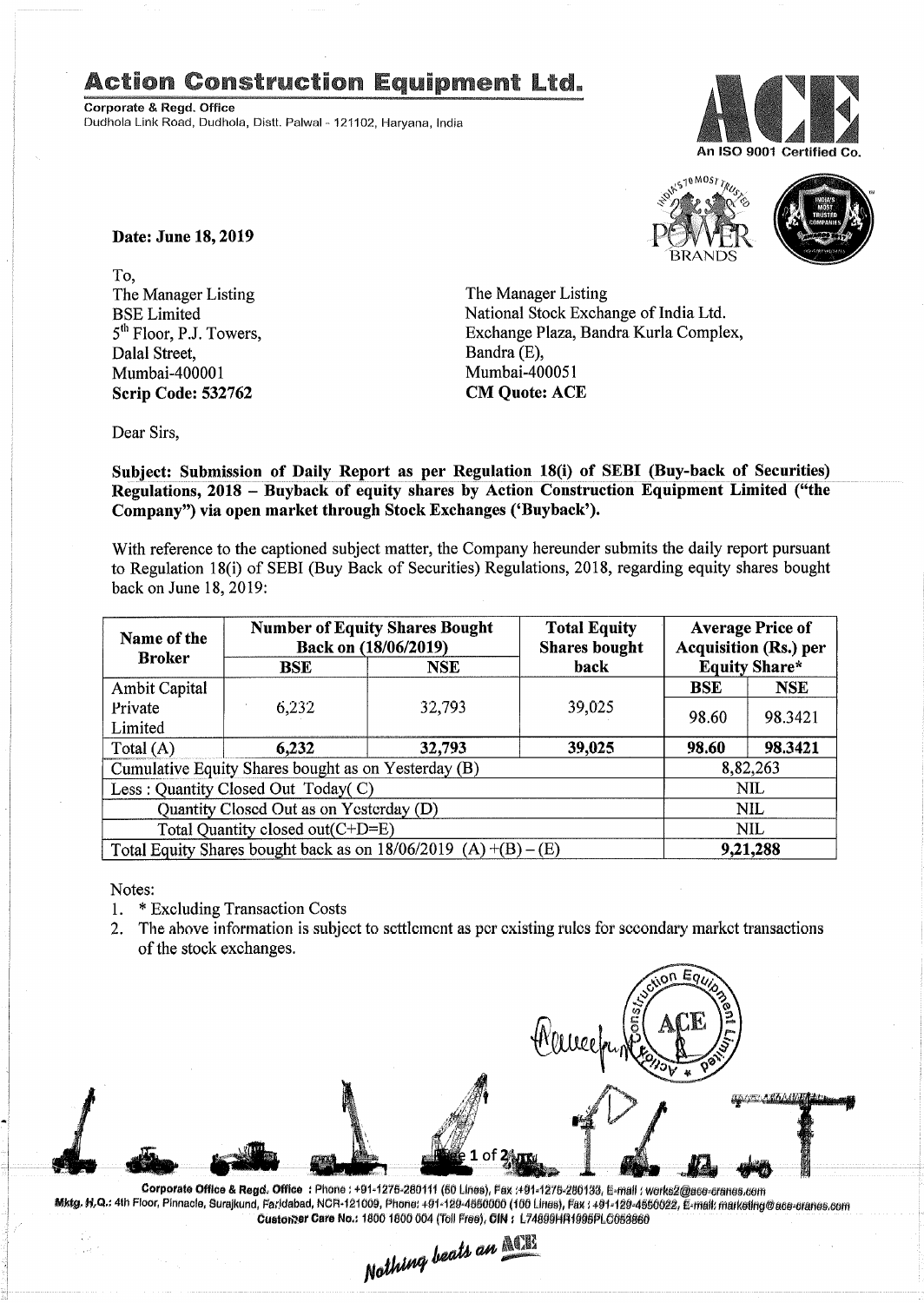# Action Construction Equipment Ltd.

**Corporate & Regd. Office**
Dudhola Link Road, Dudhola, Distt. Palwal - 121102, Haryana, India

An ISO 9001 Certified Co.

**Date: June 18, 2019**

To,
The Manager Listing
BSE Limited
5th Floor, P.J. Towers,
Dalal Street,
Mumbai-400001
**Scrip Code: 532762**

The Manager Listing
National Stock Exchange of India Ltd.
Exchange Plaza, Bandra Kurla Complex,
Bandra (E),
Mumbai-400051
**CM Quote: ACE**

Dear Sirs,

**Subject: Submission of Daily Report as per Regulation 18(i) of SEBI (Buy-back of Securities) Regulations, 2018 – Buyback of equity shares by Action Construction Equipment Limited ("the Company") via open market through Stock Exchanges ('Buyback').**

With reference to the captioned subject matter, the Company hereunder submits the daily report pursuant to Regulation 18(i) of SEBI (Buy Back of Securities) Regulations, 2018, regarding equity shares bought back on June 18, 2019:

| Name of the Broker | Number of Equity Shares Bought Back on (18/06/2019) | | Total Equity Shares bought back | Average Price of Acquisition (Rs.) per Equity Share* | |
|---|---|---|---|---|---|
| | BSE | NSE | | BSE | NSE |
| Ambit Capital Private Limited | 6,232 | 32,793 | 39,025 | 98.60 | 98.3421 |
| Total (A) | **6,232** | **32,793** | **39,025** | **98.60** | **98.3421** |
| Cumulative Equity Shares bought as on Yesterday (B) | | | | 8,82,263 | |
| Less : Quantity Closed Out Today( C) | | | | NIL | |
| Quantity Closed Out as on Yesterday (D) | | | | NIL | |
| Total Quantity closed out(C+D=E) | | | | NIL | |
| Total Equity Shares bought back as on 18/06/2019 (A) +(B) – (E) | | | | **9,21,288** | |

Notes:

1. * Excluding Transaction Costs
2. The above information is subject to settlement as per existing rules for secondary market transactions of the stock exchanges.

**Corporate Office & Regd. Office** : Phone : +91-1275-280111 (50 Lines), Fax :+91-1275-280133, E-mail : works2@ace-cranes.com
**Mktg. H.Q.**: 4th Floor, Pinnacle, Surajkund, Faridabad, NCR-121009, Phone: +91-129-4550000 (100 Lines), Fax : +91-129-4550022, E-mail: marketing@ace-cranes.com
**Customer Care No.**: 1800 1800 004 (Toll Free), **CIN** : L74899HR1995PLC053860

*Nothing beats an ACE*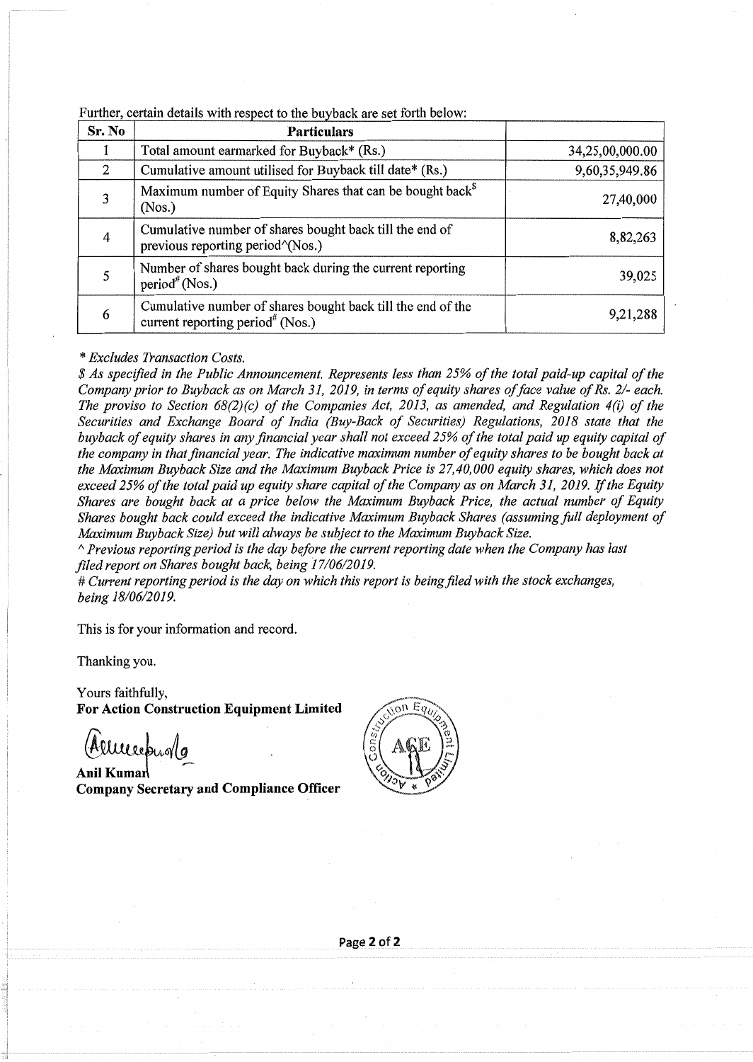Further, certain details with respect to the buyback are set forth below:

| Sr. No | Particulars | |
|---|---|---|
| 1 | Total amount earmarked for Buyback* (Rs.) | 34,25,00,000.00 |
| 2 | Cumulative amount utilised for Buyback till date* (Rs.) | 9,60,35,949.86 |
| 3 | Maximum number of Equity Shares that can be bought back$ (Nos.) | 27,40,000 |
| 4 | Cumulative number of shares bought back till the end of previous reporting period^(Nos.) | 8,82,263 |
| 5 | Number of shares bought back during the current reporting period# (Nos.) | 39,025 |
| 6 | Cumulative number of shares bought back till the end of the current reporting period# (Nos.) | 9,21,288 |

*\* Excludes Transaction Costs.*

*$ As specified in the Public Announcement. Represents less than 25% of the total paid-up capital of the Company prior to Buyback as on March 31, 2019, in terms of equity shares of face value of Rs. 2/- each. The proviso to Section 68(2)(c) of the Companies Act, 2013, as amended, and Regulation 4(i) of the Securities and Exchange Board of India (Buy-Back of Securities) Regulations, 2018 state that the buyback of equity shares in any financial year shall not exceed 25% of the total paid up equity capital of the company in that financial year. The indicative maximum number of equity shares to be bought back at the Maximum Buyback Size and the Maximum Buyback Price is 27,40,000 equity shares, which does not exceed 25% of the total paid up equity share capital of the Company as on March 31, 2019. If the Equity Shares are bought back at a price below the Maximum Buyback Price, the actual number of Equity Shares bought back could exceed the indicative Maximum Buyback Shares (assuming full deployment of Maximum Buyback Size) but will always be subject to the Maximum Buyback Size.*

*^ Previous reporting period is the day before the current reporting date when the Company has last filed report on Shares bought back, being 17/06/2019.*

*# Current reporting period is the day on which this report is being filed with the stock exchanges, being 18/06/2019.*

This is for your information and record.

Thanking you.

Yours faithfully,
**For Action Construction Equipment Limited**

**Anil Kumar**
**Company Secretary and Compliance Officer**